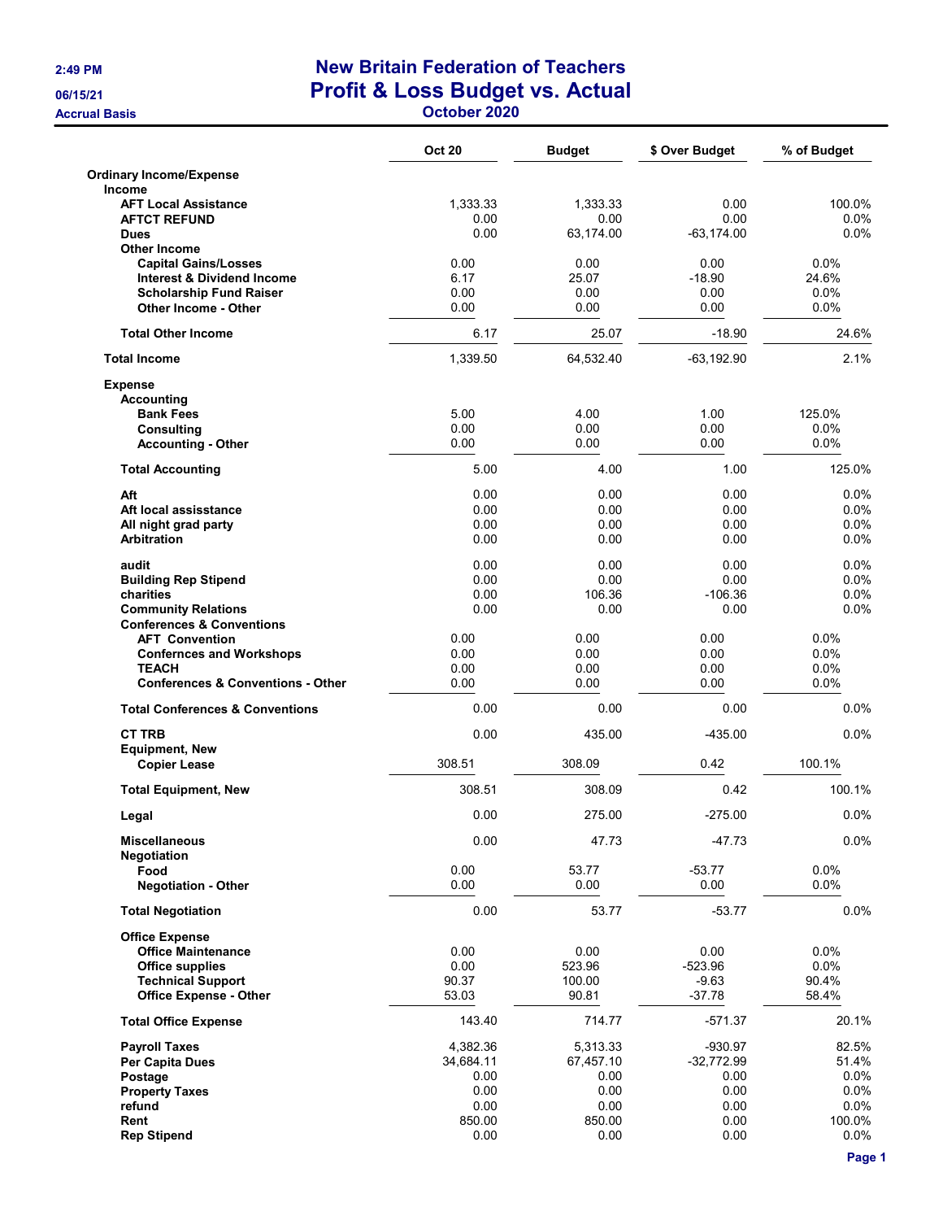# New Britain Federation of Teachers

## Profit & Loss Budget vs. Actual

### October 2020

2:49 PM
06/15/21
Accrual Basis

| | Oct 20 | Budget | $ Over Budget | % of Budget |
|---|---|---|---|---|
| **Ordinary Income/Expense** | | | | |
| **Income** | | | | |
| **AFT Local Assistance** | 1,333.33 | 1,333.33 | 0.00 | 100.0% |
| **AFTCT REFUND** | 0.00 | 0.00 | 0.00 | 0.0% |
| **Dues** | 0.00 | 63,174.00 | -63,174.00 | 0.0% |
| **Other Income** | | | | |
| **Capital Gains/Losses** | 0.00 | 0.00 | 0.00 | 0.0% |
| **Interest & Dividend Income** | 6.17 | 25.07 | -18.90 | 24.6% |
| **Scholarship Fund Raiser** | 0.00 | 0.00 | 0.00 | 0.0% |
| **Other Income - Other** | 0.00 | 0.00 | 0.00 | 0.0% |
| **Total Other Income** | 6.17 | 25.07 | -18.90 | 24.6% |
| **Total Income** | 1,339.50 | 64,532.40 | -63,192.90 | 2.1% |
| **Expense** | | | | |
| **Accounting** | | | | |
| **Bank Fees** | 5.00 | 4.00 | 1.00 | 125.0% |
| **Consulting** | 0.00 | 0.00 | 0.00 | 0.0% |
| **Accounting - Other** | 0.00 | 0.00 | 0.00 | 0.0% |
| **Total Accounting** | 5.00 | 4.00 | 1.00 | 125.0% |
| **Aft** | 0.00 | 0.00 | 0.00 | 0.0% |
| **Aft local assisstance** | 0.00 | 0.00 | 0.00 | 0.0% |
| **All night grad party** | 0.00 | 0.00 | 0.00 | 0.0% |
| **Arbitration** | 0.00 | 0.00 | 0.00 | 0.0% |
| **audit** | 0.00 | 0.00 | 0.00 | 0.0% |
| **Building Rep Stipend** | 0.00 | 0.00 | 0.00 | 0.0% |
| **charities** | 0.00 | 106.36 | -106.36 | 0.0% |
| **Community Relations** | 0.00 | 0.00 | 0.00 | 0.0% |
| **Conferences & Conventions** | | | | |
| **AFT Convention** | 0.00 | 0.00 | 0.00 | 0.0% |
| **Confernces and Workshops** | 0.00 | 0.00 | 0.00 | 0.0% |
| **TEACH** | 0.00 | 0.00 | 0.00 | 0.0% |
| **Conferences & Conventions - Other** | 0.00 | 0.00 | 0.00 | 0.0% |
| **Total Conferences & Conventions** | 0.00 | 0.00 | 0.00 | 0.0% |
| **CT TRB** | 0.00 | 435.00 | -435.00 | 0.0% |
| **Equipment, New** | | | | |
| **Copier Lease** | 308.51 | 308.09 | 0.42 | 100.1% |
| **Total Equipment, New** | 308.51 | 308.09 | 0.42 | 100.1% |
| **Legal** | 0.00 | 275.00 | -275.00 | 0.0% |
| **Miscellaneous** | 0.00 | 47.73 | -47.73 | 0.0% |
| **Negotiation** | | | | |
| **Food** | 0.00 | 53.77 | -53.77 | 0.0% |
| **Negotiation - Other** | 0.00 | 0.00 | 0.00 | 0.0% |
| **Total Negotiation** | 0.00 | 53.77 | -53.77 | 0.0% |
| **Office Expense** | | | | |
| **Office Maintenance** | 0.00 | 0.00 | 0.00 | 0.0% |
| **Office supplies** | 0.00 | 523.96 | -523.96 | 0.0% |
| **Technical Support** | 90.37 | 100.00 | -9.63 | 90.4% |
| **Office Expense - Other** | 53.03 | 90.81 | -37.78 | 58.4% |
| **Total Office Expense** | 143.40 | 714.77 | -571.37 | 20.1% |
| **Payroll Taxes** | 4,382.36 | 5,313.33 | -930.97 | 82.5% |
| **Per Capita Dues** | 34,684.11 | 67,457.10 | -32,772.99 | 51.4% |
| **Postage** | 0.00 | 0.00 | 0.00 | 0.0% |
| **Property Taxes** | 0.00 | 0.00 | 0.00 | 0.0% |
| **refund** | 0.00 | 0.00 | 0.00 | 0.0% |
| **Rent** | 850.00 | 850.00 | 0.00 | 100.0% |
| **Rep Stipend** | 0.00 | 0.00 | 0.00 | 0.0% |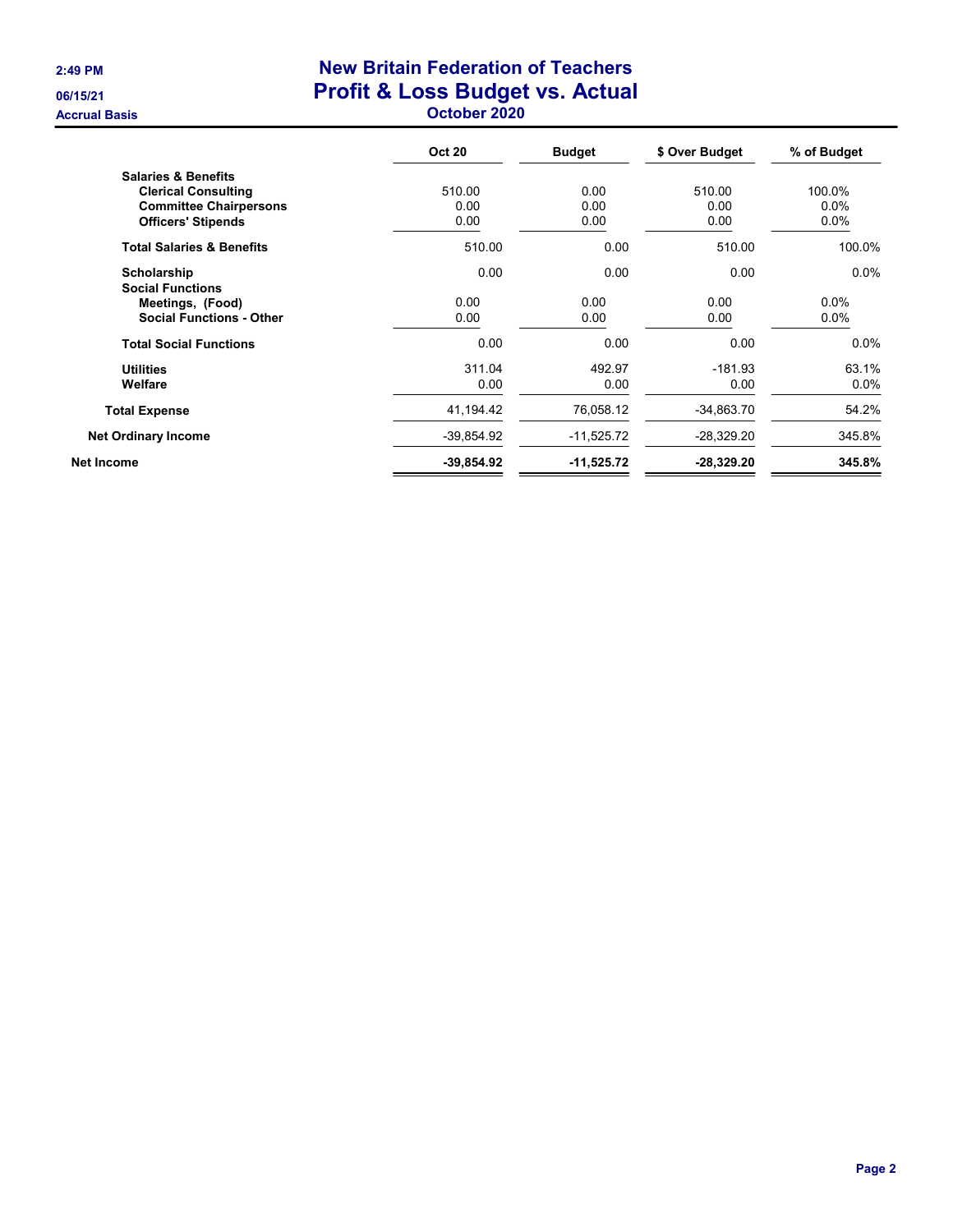# New Britain Federation of Teachers
## Profit & Loss Budget vs. Actual
### October 2020

2:49 PM
06/15/21
Accrual Basis

| | Oct 20 | Budget | $ Over Budget | % of Budget |
|---|---|---|---|---|
| **Salaries & Benefits** | | | | |
| **Clerical Consulting** | 510.00 | 0.00 | 510.00 | 100.0% |
| **Committee Chairpersons** | 0.00 | 0.00 | 0.00 | 0.0% |
| **Officers' Stipends** | 0.00 | 0.00 | 0.00 | 0.0% |
| **Total Salaries & Benefits** | 510.00 | 0.00 | 510.00 | 100.0% |
| **Scholarship** | 0.00 | 0.00 | 0.00 | 0.0% |
| **Social Functions** | | | | |
| **Meetings, (Food)** | 0.00 | 0.00 | 0.00 | 0.0% |
| **Social Functions - Other** | 0.00 | 0.00 | 0.00 | 0.0% |
| **Total Social Functions** | 0.00 | 0.00 | 0.00 | 0.0% |
| **Utilities** | 311.04 | 492.97 | -181.93 | 63.1% |
| **Welfare** | 0.00 | 0.00 | 0.00 | 0.0% |
| **Total Expense** | 41,194.42 | 76,058.12 | -34,863.70 | 54.2% |
| **Net Ordinary Income** | -39,854.92 | -11,525.72 | -28,329.20 | 345.8% |
| **Net Income** | **-39,854.92** | **-11,525.72** | **-28,329.20** | **345.8%** |